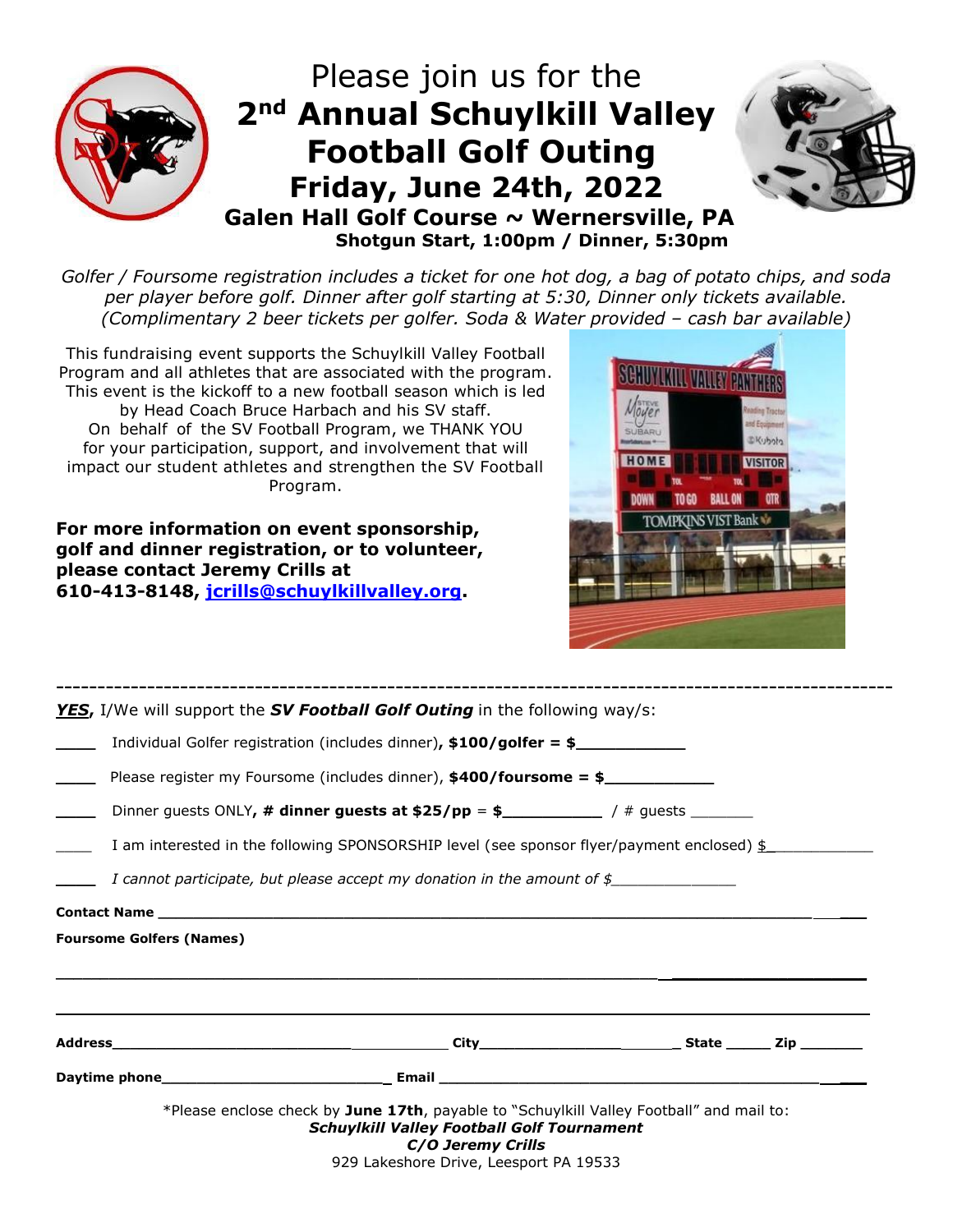# Please join us for the

# 2nd Annual Schuylkill Valley Football Golf Outing

## Friday, June 24th, 2022

### Galen Hall Golf Course ~ Wernersville, PA

**Shotgun Start, 1:00pm / Dinner, 5:30pm**

*Golfer / Foursome registration includes a ticket for one hot dog, a bag of potato chips, and soda per player before golf. Dinner after golf starting at 5:30, Dinner only tickets available. (Complimentary 2 beer tickets per golfer. Soda & Water provided – cash bar available)*

This fundraising event supports the Schuylkill Valley Football Program and all athletes that are associated with the program. This event is the kickoff to a new football season which is led by Head Coach Bruce Harbach and his SV staff. On behalf of the SV Football Program, we THANK YOU for your participation, support, and involvement that will impact our student athletes and strengthen the SV Football Program.

**For more information on event sponsorship, golf and dinner registration, or to volunteer, please contact Jeremy Crills at 610-413-8148, jcrills@schuylkillvalley.org.**

---

***YES***, I/We will support the ***SV Football Golf Outing*** in the following way/s:

____ Individual Golfer registration (includes dinner), **$100/golfer = $____________**

____ Please register my Foursome (includes dinner), **$400/foursome = $____________**

____ Dinner guests ONLY, **# dinner guests at $25/pp = $___________** / # guests _______

____ I am interested in the following SPONSORSHIP level (see sponsor flyer/payment enclosed) $____________

____ *I cannot participate, but please accept my donation in the amount of $*______________

**Contact Name** ______________________________________________________________

**Foursome Golfers (Names)**

______________________________________________________________________________

______________________________________________________________________________

**Address**______________________________ **City**_________________________ **State** _____ **Zip** _______

**Daytime phone**__________________________ **Email** ____________________________________________

*Please enclose check by **June 17th**, payable to "Schuylkill Valley Football" and mail to:
***Schuylkill Valley Football Golf Tournament***
***C/O Jeremy Crills***
929 Lakeshore Drive, Leesport PA 19533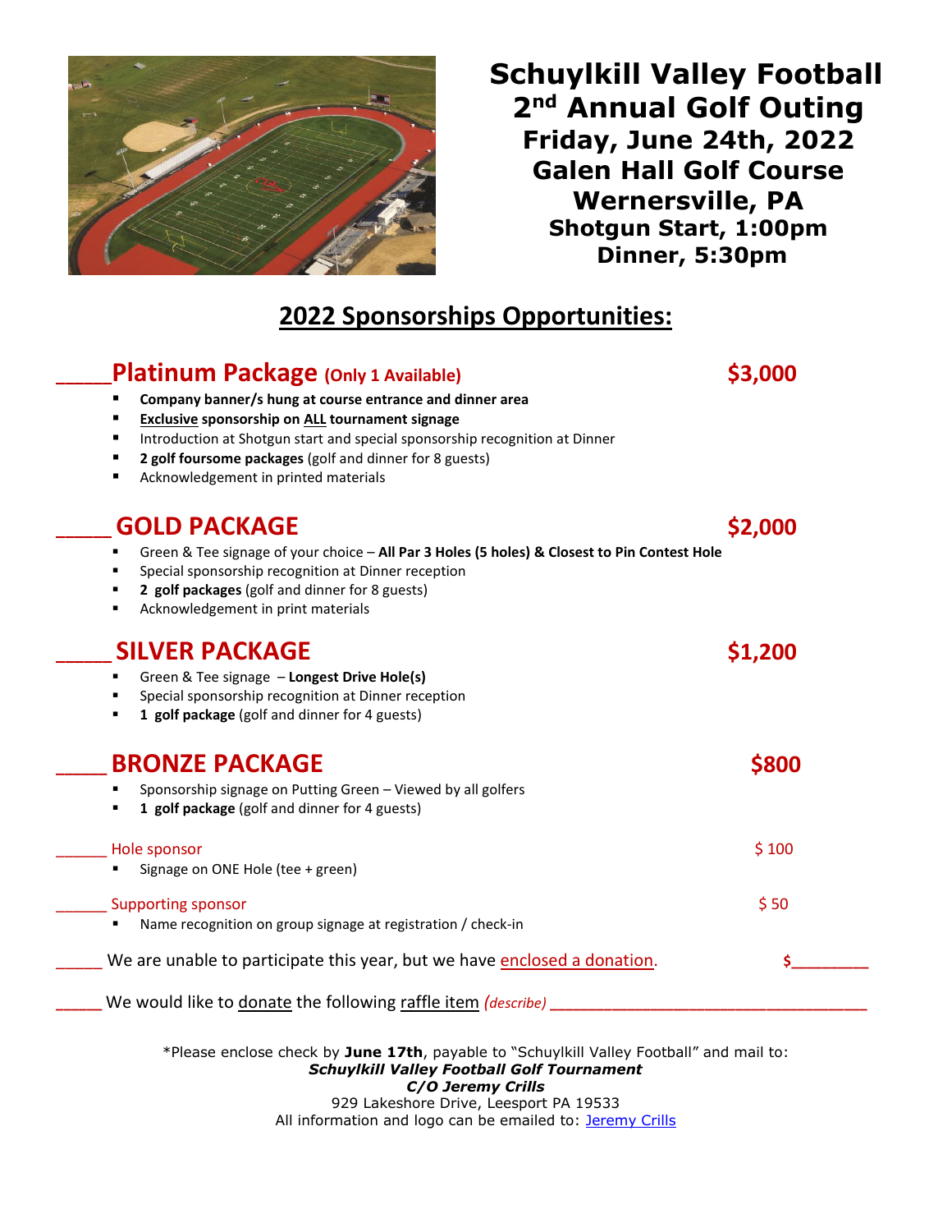# Schuylkill Valley Football
# 2nd Annual Golf Outing
## Friday, June 24th, 2022
## Galen Hall Golf Course
## Wernersville, PA
### Shotgun Start, 1:00pm
### Dinner, 5:30pm

## 2022 Sponsorships Opportunities:

### _____Platinum Package (Only 1 Available) $3,000

- **Company banner/s hung at course entrance and dinner area**
- **Exclusive sponsorship on ALL tournament signage**
- Introduction at Shotgun start and special sponsorship recognition at Dinner
- **2 golf foursome packages** (golf and dinner for 8 guests)
- Acknowledgement in printed materials

### _____GOLD PACKAGE $2,000

- Green & Tee signage of your choice – **All Par 3 Holes (5 holes) & Closest to Pin Contest Hole**
- Special sponsorship recognition at Dinner reception
- **2 golf packages** (golf and dinner for 8 guests)
- Acknowledgement in print materials

### _____SILVER PACKAGE $1,200

- Green & Tee signage – **Longest Drive Hole(s)**
- Special sponsorship recognition at Dinner reception
- **1 golf package** (golf and dinner for 4 guests)

### _____BRONZE PACKAGE $800

- Sponsorship signage on Putting Green – Viewed by all golfers
- **1 golf package** (golf and dinner for 4 guests)

______ Hole sponsor $ 100

- Signage on ONE Hole (tee + green)

______ Supporting sponsor $ 50

- Name recognition on group signage at registration / check-in

_____ We are unable to participate this year, but we have enclosed a donation. $________

_____ We would like to donate the following raffle item *(describe)* ________________________________

*Please enclose check by **June 17th**, payable to "Schuylkill Valley Football" and mail to:
***Schuylkill Valley Football Golf Tournament***
***C/O Jeremy Crills***
929 Lakeshore Drive, Leesport PA 19533
All information and logo can be emailed to: Jeremy Crills